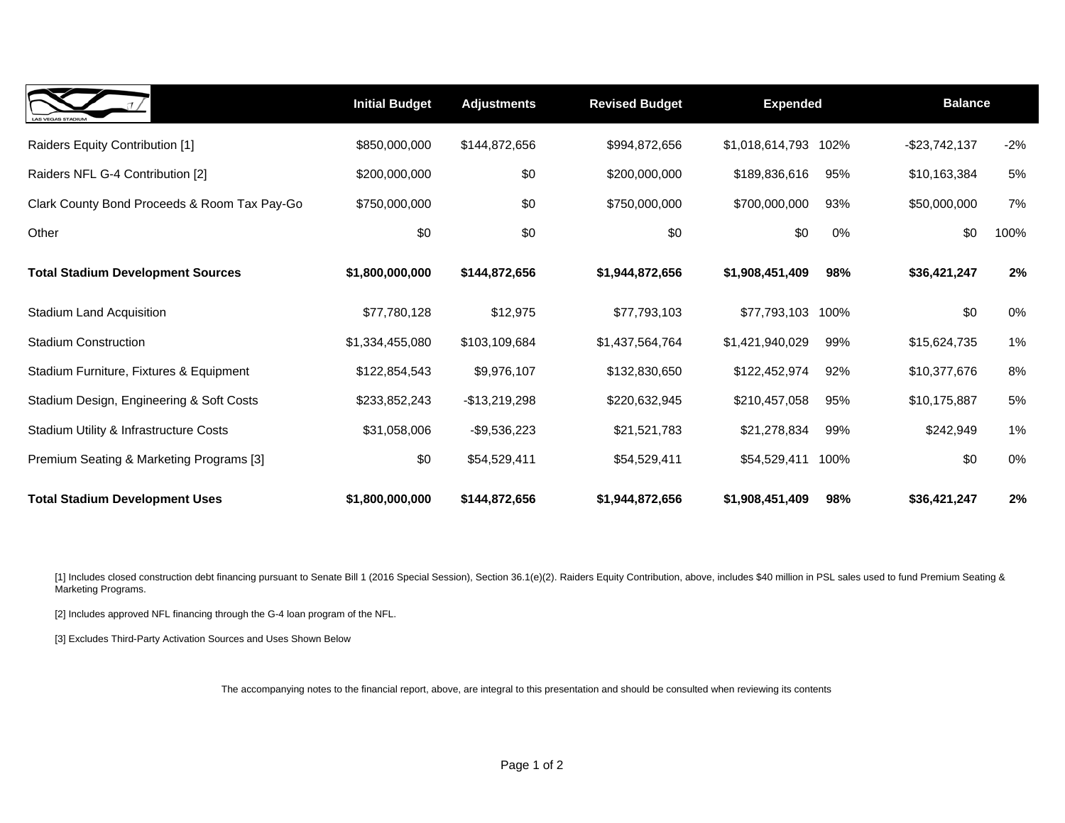| LAS VEGAS STADIUM | Initial Budget | Adjustments | Revised Budget | Expended | | Balance | |
|---|---|---|---|---|---|---|---|
| Raiders Equity Contribution [1] | $850,000,000 | $144,872,656 | $994,872,656 | $1,018,614,793 | 102% | -$23,742,137 | -2% |
| Raiders NFL G-4 Contribution [2] | $200,000,000 | $0 | $200,000,000 | $189,836,616 | 95% | $10,163,384 | 5% |
| Clark County Bond Proceeds & Room Tax Pay-Go | $750,000,000 | $0 | $750,000,000 | $700,000,000 | 93% | $50,000,000 | 7% |
| Other | $0 | $0 | $0 | $0 | 0% | $0 | 100% |
| **Total Stadium Development Sources** | **$1,800,000,000** | **$144,872,656** | **$1,944,872,656** | **$1,908,451,409** | **98%** | **$36,421,247** | **2%** |
| Stadium Land Acquisition | $77,780,128 | $12,975 | $77,793,103 | $77,793,103 | 100% | $0 | 0% |
| Stadium Construction | $1,334,455,080 | $103,109,684 | $1,437,564,764 | $1,421,940,029 | 99% | $15,624,735 | 1% |
| Stadium Furniture, Fixtures & Equipment | $122,854,543 | $9,976,107 | $132,830,650 | $122,452,974 | 92% | $10,377,676 | 8% |
| Stadium Design, Engineering & Soft Costs | $233,852,243 | -$13,219,298 | $220,632,945 | $210,457,058 | 95% | $10,175,887 | 5% |
| Stadium Utility & Infrastructure Costs | $31,058,006 | -$9,536,223 | $21,521,783 | $21,278,834 | 99% | $242,949 | 1% |
| Premium Seating & Marketing Programs [3] | $0 | $54,529,411 | $54,529,411 | $54,529,411 | 100% | $0 | 0% |
| **Total Stadium Development Uses** | **$1,800,000,000** | **$144,872,656** | **$1,944,872,656** | **$1,908,451,409** | **98%** | **$36,421,247** | **2%** |

[1] Includes closed construction debt financing pursuant to Senate Bill 1 (2016 Special Session), Section 36.1(e)(2). Raiders Equity Contribution, above, includes $40 million in PSL sales used to fund Premium Seating & Marketing Programs.

[2] Includes approved NFL financing through the G-4 loan program of the NFL.

[3] Excludes Third-Party Activation Sources and Uses Shown Below

The accompanying notes to the financial report, above, are integral to this presentation and should be consulted when reviewing its contents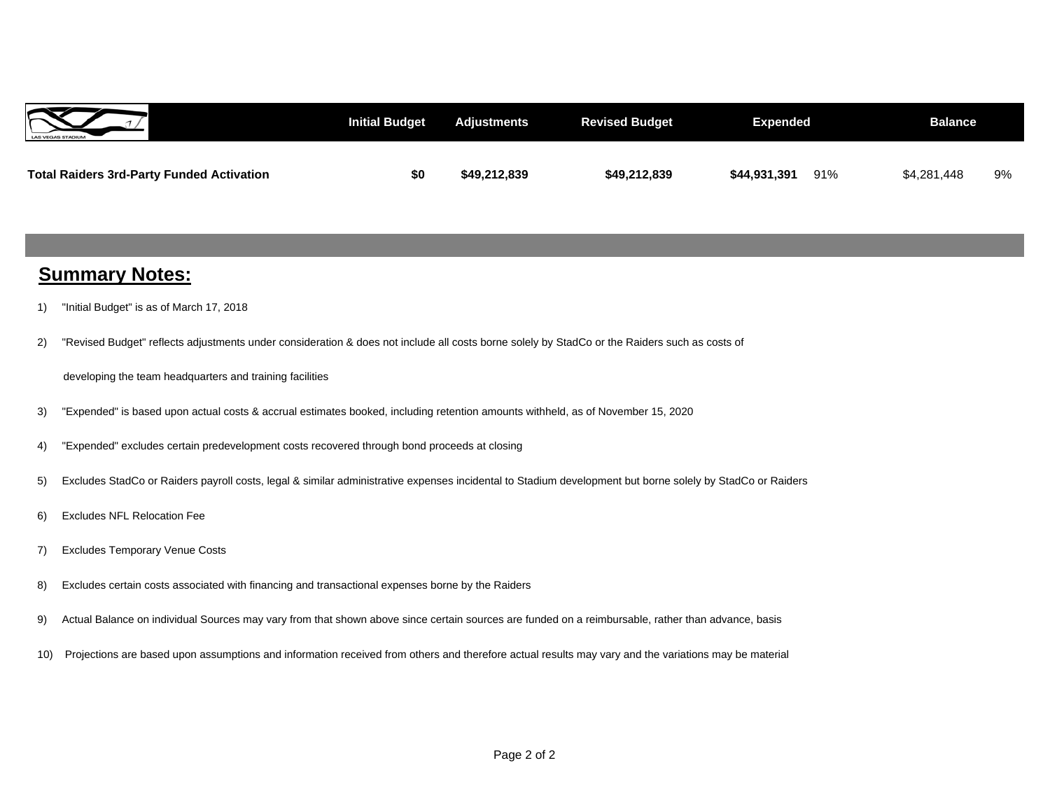| | Initial Budget | Adjustments | Revised Budget | Expended | | Balance | |
|---|---|---|---|---|---|---|---|
| **Total Raiders 3rd-Party Funded Activation** | **$0** | **$49,212,839** | **$49,212,839** | **$44,931,391** | 91% | $4,281,448 | 9% |

## Summary Notes:

1) "Initial Budget" is as of March 17, 2018

2) "Revised Budget" reflects adjustments under consideration & does not include all costs borne solely by StadCo or the Raiders such as costs of developing the team headquarters and training facilities

3) "Expended" is based upon actual costs & accrual estimates booked, including retention amounts withheld, as of November 15, 2020

4) "Expended" excludes certain predevelopment costs recovered through bond proceeds at closing

5) Excludes StadCo or Raiders payroll costs, legal & similar administrative expenses incidental to Stadium development but borne solely by StadCo or Raiders

6) Excludes NFL Relocation Fee

7) Excludes Temporary Venue Costs

8) Excludes certain costs associated with financing and transactional expenses borne by the Raiders

9) Actual Balance on individual Sources may vary from that shown above since certain sources are funded on a reimbursable, rather than advance, basis

10) Projections are based upon assumptions and information received from others and therefore actual results may vary and the variations may be material